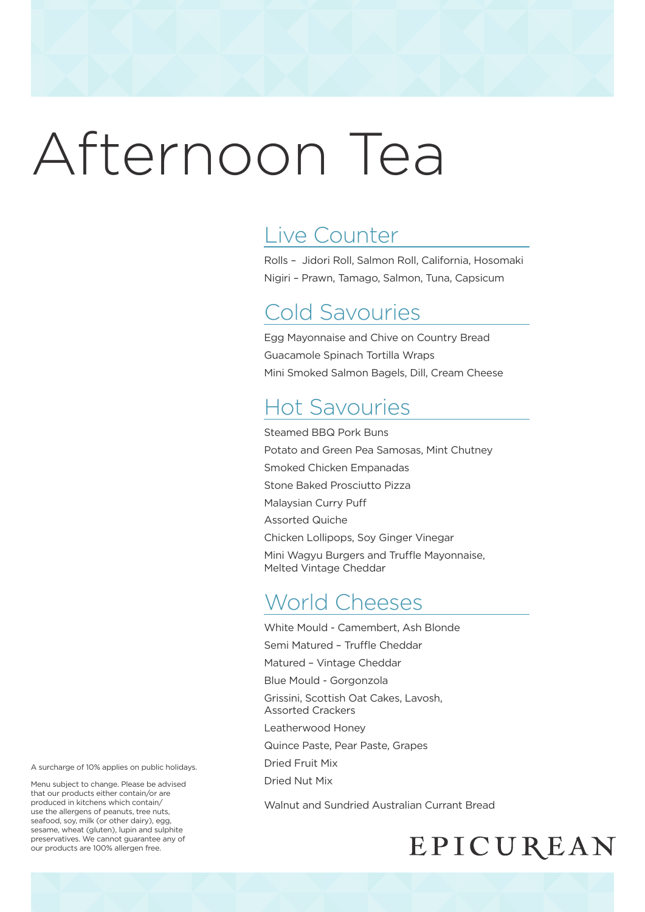# Afternoon Tea

## Live Counter

Rolls – Jidori Roll, Salmon Roll, California, Hosomaki

Nigiri – Prawn, Tamago, Salmon, Tuna, Capsicum

## Cold Savouries

Egg Mayonnaise and Chive on Country Bread

Guacamole Spinach Tortilla Wraps

Mini Smoked Salmon Bagels, Dill, Cream Cheese

## Hot Savouries

Steamed BBQ Pork Buns

Potato and Green Pea Samosas, Mint Chutney

Smoked Chicken Empanadas

Stone Baked Prosciutto Pizza

Malaysian Curry Puff

Assorted Quiche

Chicken Lollipops, Soy Ginger Vinegar

Mini Wagyu Burgers and Truffle Mayonnaise, Melted Vintage Cheddar

## World Cheeses

White Mould - Camembert, Ash Blonde

Semi Matured – Truffle Cheddar

Matured – Vintage Cheddar

Blue Mould - Gorgonzola

Grissini, Scottish Oat Cakes, Lavosh, Assorted Crackers

Leatherwood Honey

Quince Paste, Pear Paste, Grapes

Dried Fruit Mix

Dried Nut Mix

Walnut and Sundried Australian Currant Bread

A surcharge of 10% applies on public holidays.

Menu subject to change. Please be advised that our products either contain/or are produced in kitchens which contain/use the allergens of peanuts, tree nuts, seafood, soy, milk (or other dairy), egg, sesame, wheat (gluten), lupin and sulphite preservatives. We cannot guarantee any of our products are 100% allergen free.

EPICUREAN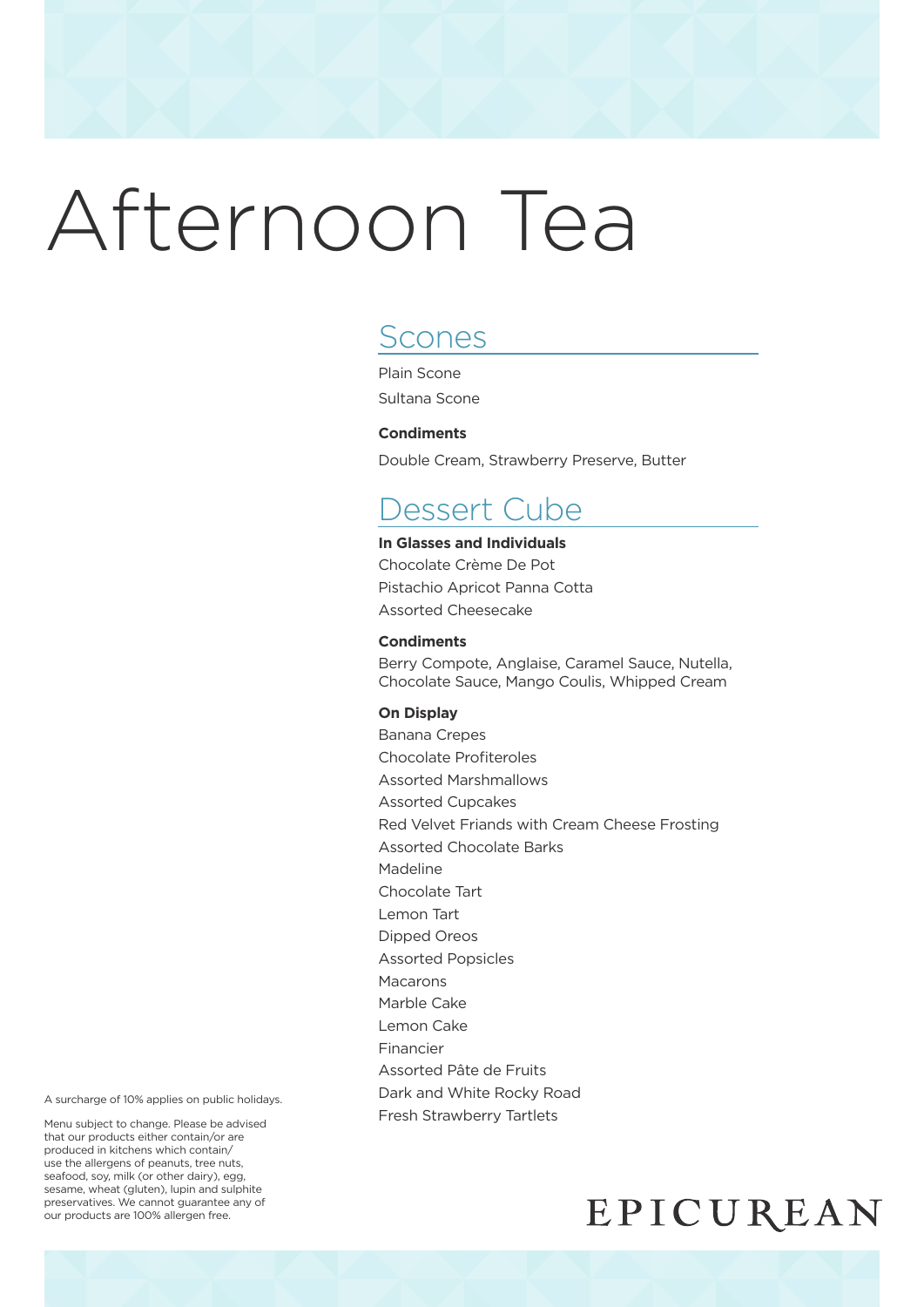# Afternoon Tea

## Scones

Plain Scone

Sultana Scone

**Condiments**

Double Cream, Strawberry Preserve, Butter

## Dessert Cube

**In Glasses and Individuals**

Chocolate Crème De Pot

Pistachio Apricot Panna Cotta

Assorted Cheesecake

**Condiments**

Berry Compote, Anglaise, Caramel Sauce, Nutella, Chocolate Sauce, Mango Coulis, Whipped Cream

**On Display**

Banana Crepes

Chocolate Profiteroles

Assorted Marshmallows

Assorted Cupcakes

Red Velvet Friands with Cream Cheese Frosting

Assorted Chocolate Barks

Madeline

Chocolate Tart

Lemon Tart

Dipped Oreos

Assorted Popsicles

Macarons

Marble Cake

Lemon Cake

Financier

Assorted Pâte de Fruits

Dark and White Rocky Road

Fresh Strawberry Tartlets

A surcharge of 10% applies on public holidays.

Menu subject to change. Please be advised that our products either contain/or are produced in kitchens which contain/use the allergens of peanuts, tree nuts, seafood, soy, milk (or other dairy), egg, sesame, wheat (gluten), lupin and sulphite preservatives. We cannot guarantee any of our products are 100% allergen free.

EPICUREAN